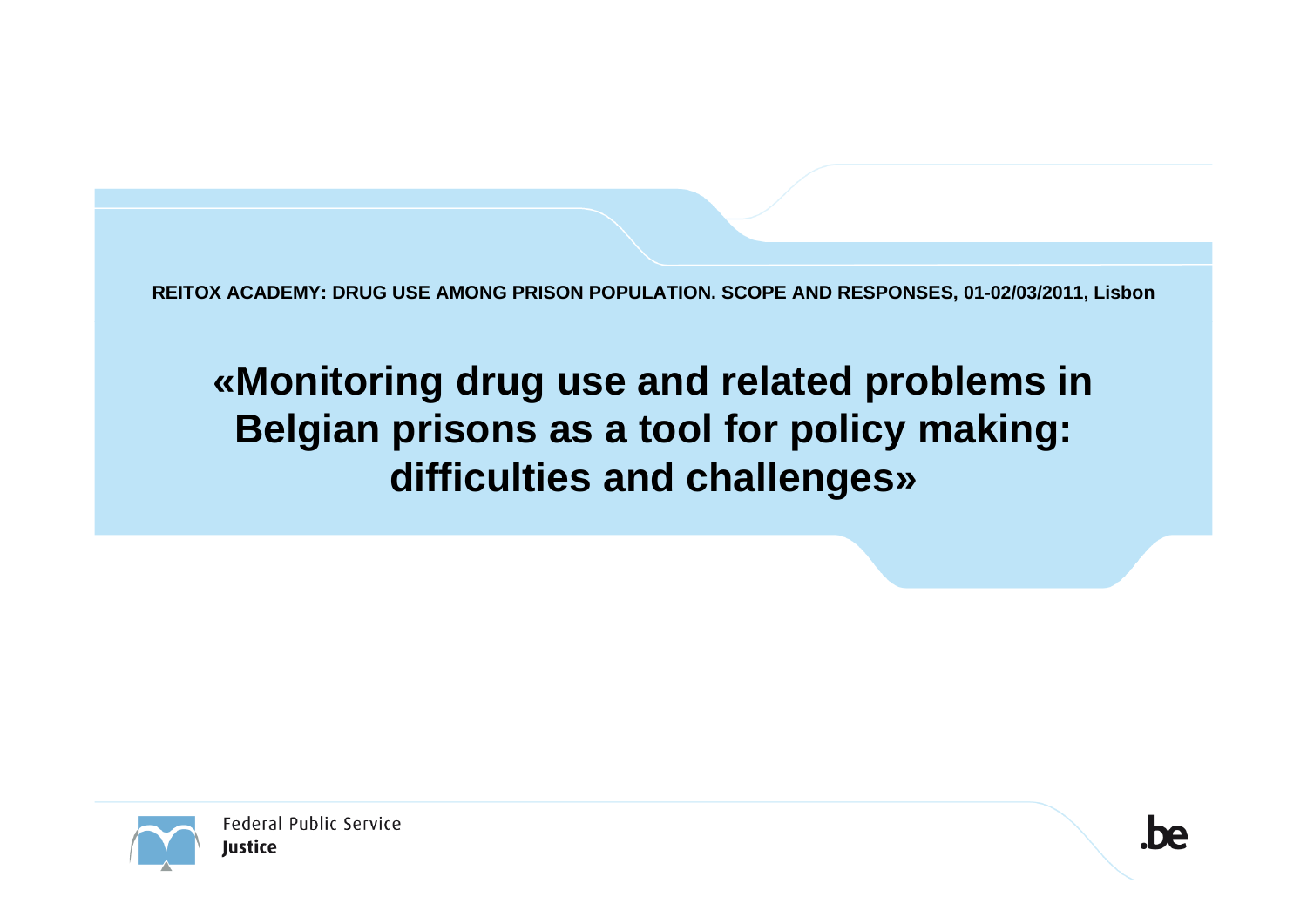REITOX ACADEMY: DRUG USE AMONG PRISON POPULATION. SCOPE AND RESPONSES, 01-02/03/2011, Lisbon

# «Monitoring drug use and related problems in Belgian prisons as a tool for policy making: difficulties and challenges»

Federal Public Service
**Justice**

.be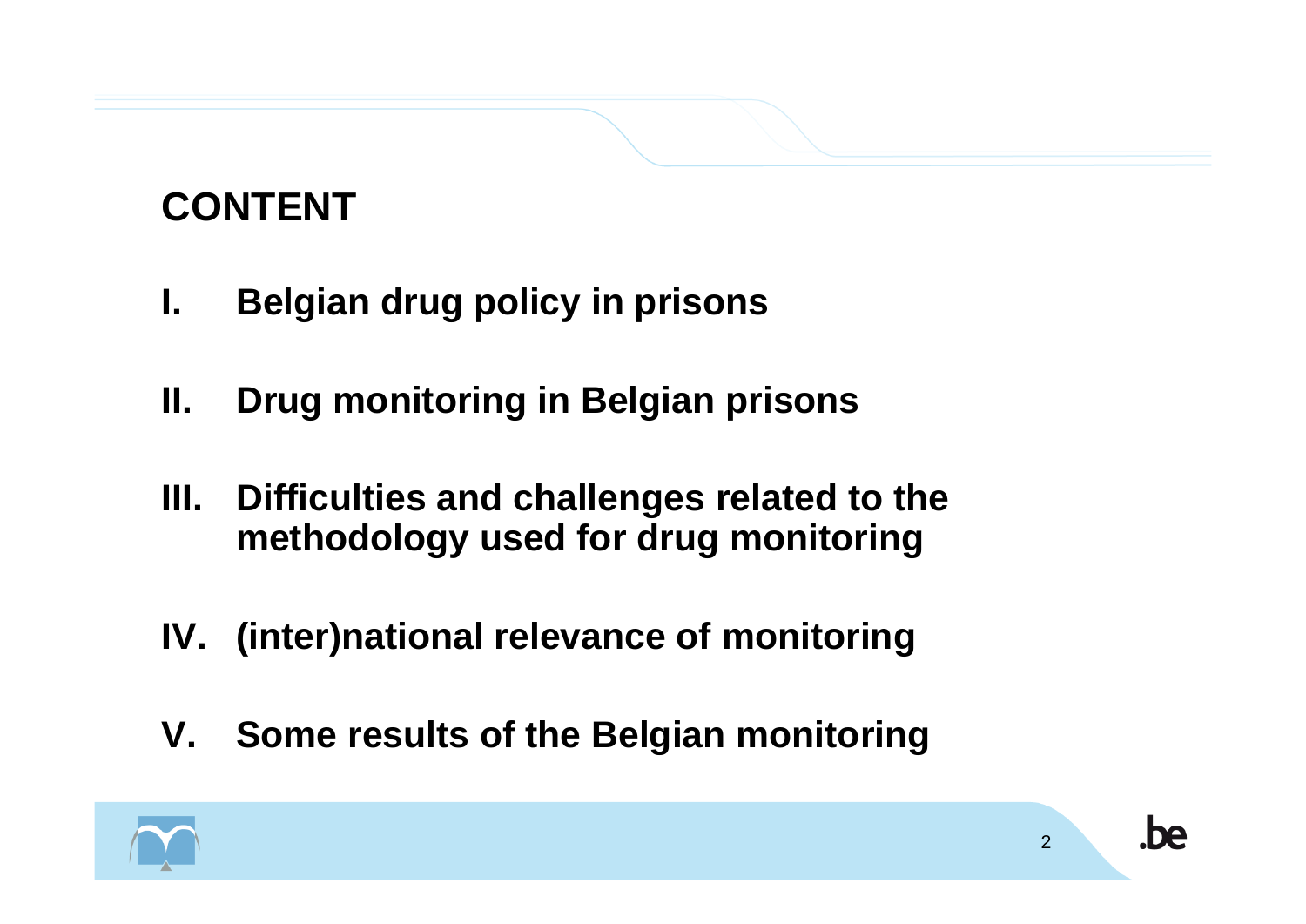# CONTENT

I. Belgian drug policy in prisons

II. Drug monitoring in Belgian prisons

III. Difficulties and challenges related to the methodology used for drug monitoring

IV. (inter)national relevance of monitoring

V. Some results of the Belgian monitoring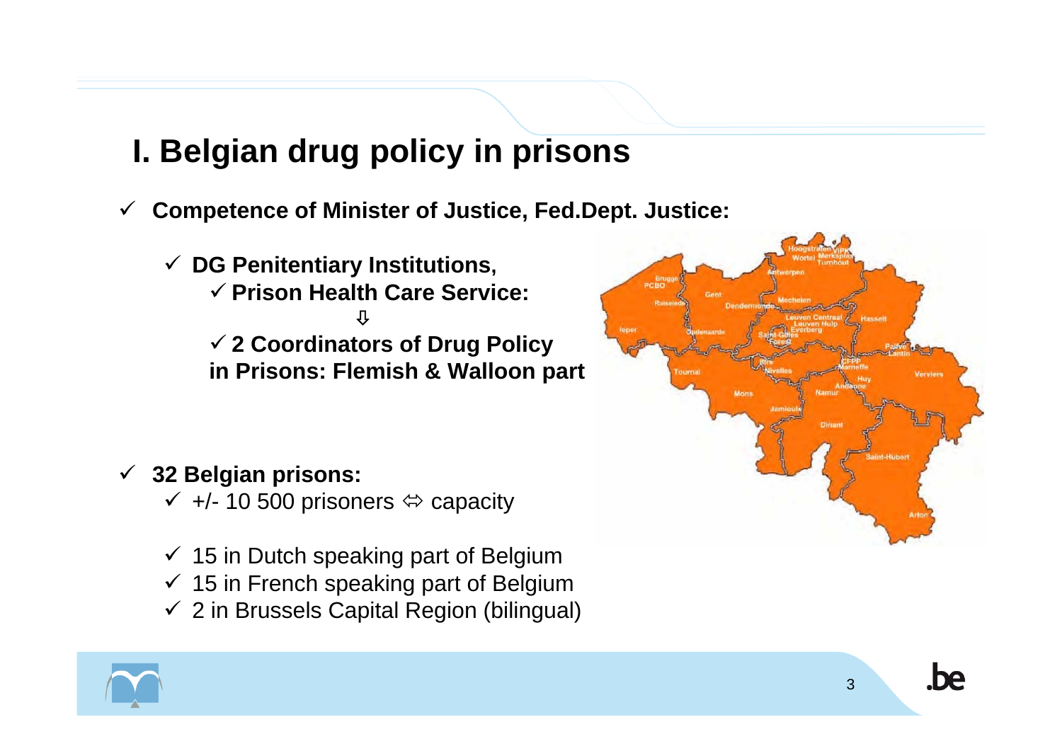# I. Belgian drug policy in prisons

- ✓ **Competence of Minister of Justice, Fed.Dept. Justice:**
  - ✓ **DG Penitentiary Institutions,**
    - ✓ **Prison Health Care Service:**

      ⇩

    - ✓ **2 Coordinators of Drug Policy in Prisons: Flemish & Walloon part**

- ✓ **32 Belgian prisons:**
  - ✓ +/- 10 500 prisoners ⇔ capacity
  - ✓ 15 in Dutch speaking part of Belgium
  - ✓ 15 in French speaking part of Belgium
  - ✓ 2 in Brussels Capital Region (bilingual)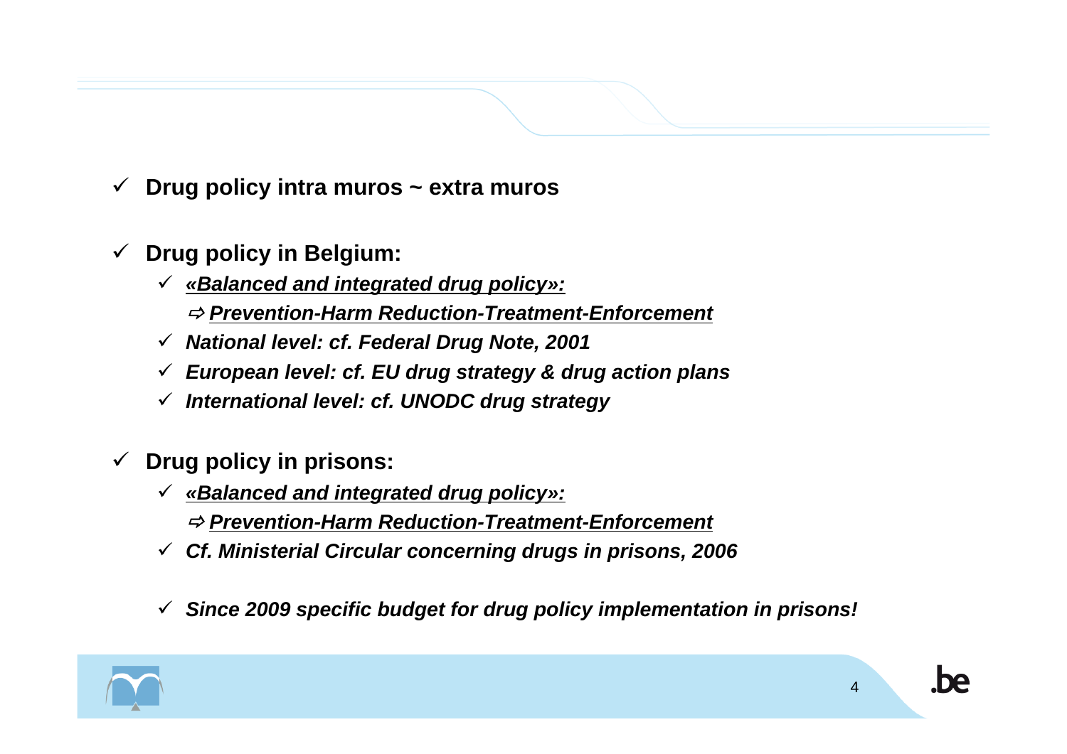- ✓ **Drug policy intra muros ~ extra muros**

- ✓ **Drug policy in Belgium:**
  - ✓ ***«Balanced and integrated drug policy»:***
    ⇨ ***Prevention-Harm Reduction-Treatment-Enforcement***
  - ✓ ***National level: cf. Federal Drug Note, 2001***
  - ✓ ***European level: cf. EU drug strategy & drug action plans***
  - ✓ ***International level: cf. UNODC drug strategy***

- ✓ **Drug policy in prisons:**
  - ✓ ***«Balanced and integrated drug policy»:***
    ⇨ ***Prevention-Harm Reduction-Treatment-Enforcement***
  - ✓ ***Cf. Ministerial Circular concerning drugs in prisons, 2006***

  - ✓ ***Since 2009 specific budget for drug policy implementation in prisons!***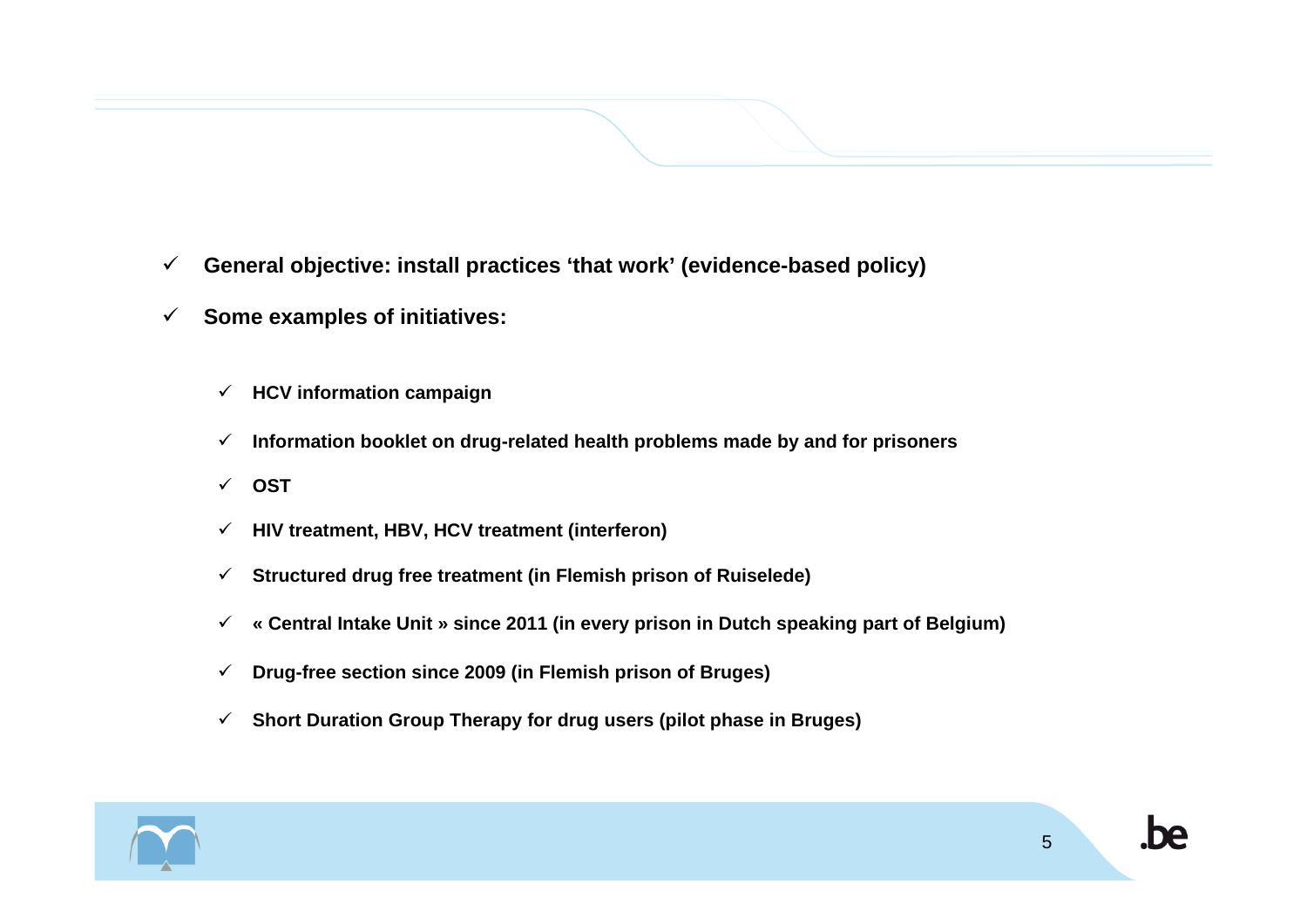- **General objective: install practices 'that work' (evidence-based policy)**
- **Some examples of initiatives:**
  - **HCV information campaign**
  - **Information booklet on drug-related health problems made by and for prisoners**
  - **OST**
  - **HIV treatment, HBV, HCV treatment (interferon)**
  - **Structured drug free treatment (in Flemish prison of Ruiselede)**
  - **« Central Intake Unit » since 2011 (in every prison in Dutch speaking part of Belgium)**
  - **Drug-free section since 2009 (in Flemish prison of Bruges)**
  - **Short Duration Group Therapy for drug users (pilot phase in Bruges)**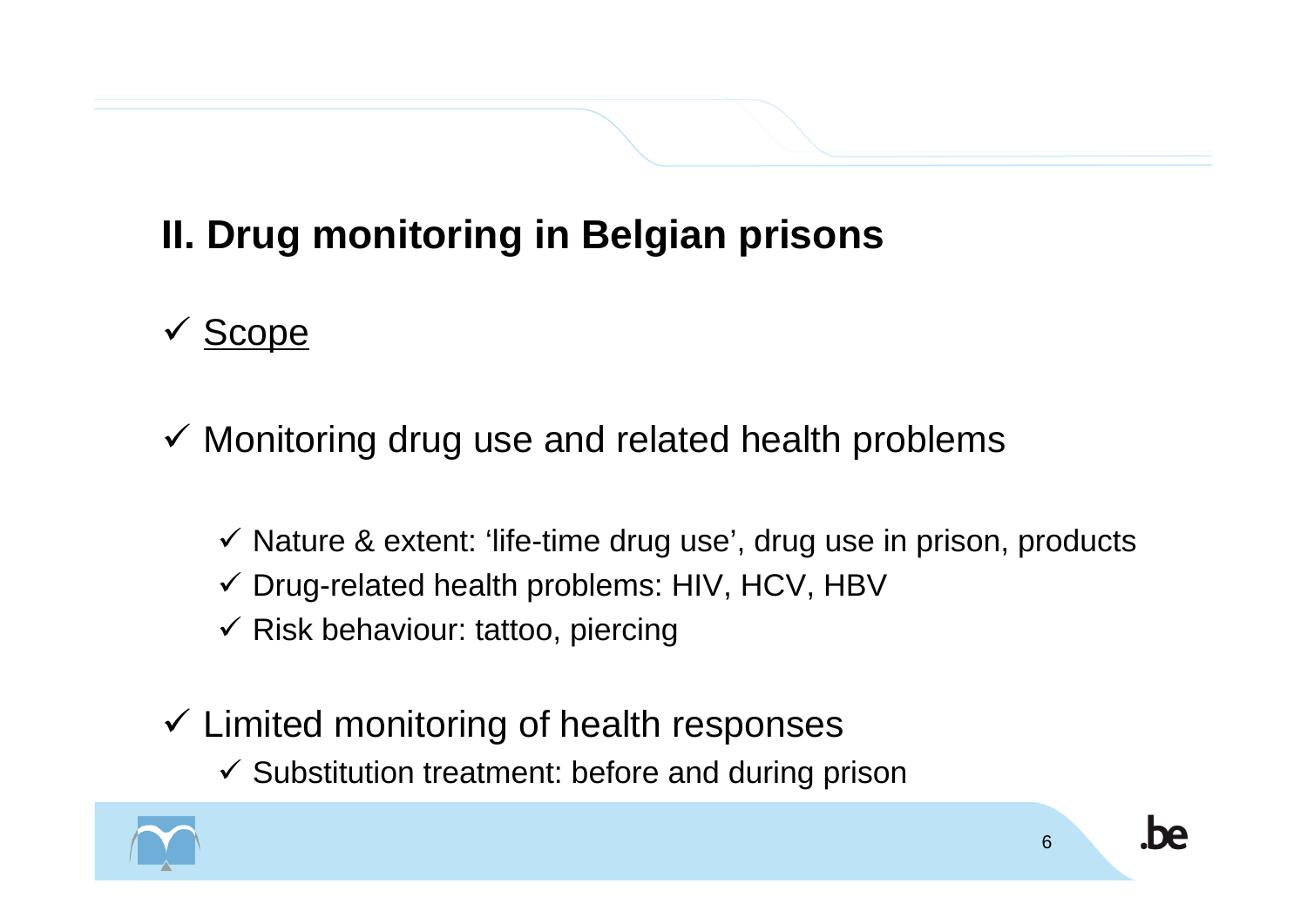## II. Drug monitoring in Belgian prisons

- ✓ <u>Scope</u>

- ✓ Monitoring drug use and related health problems
  - ✓ Nature & extent: 'life-time drug use', drug use in prison, products
  - ✓ Drug-related health problems: HIV, HCV, HBV
  - ✓ Risk behaviour: tattoo, piercing

- ✓ Limited monitoring of health responses
  - ✓ Substitution treatment: before and during prison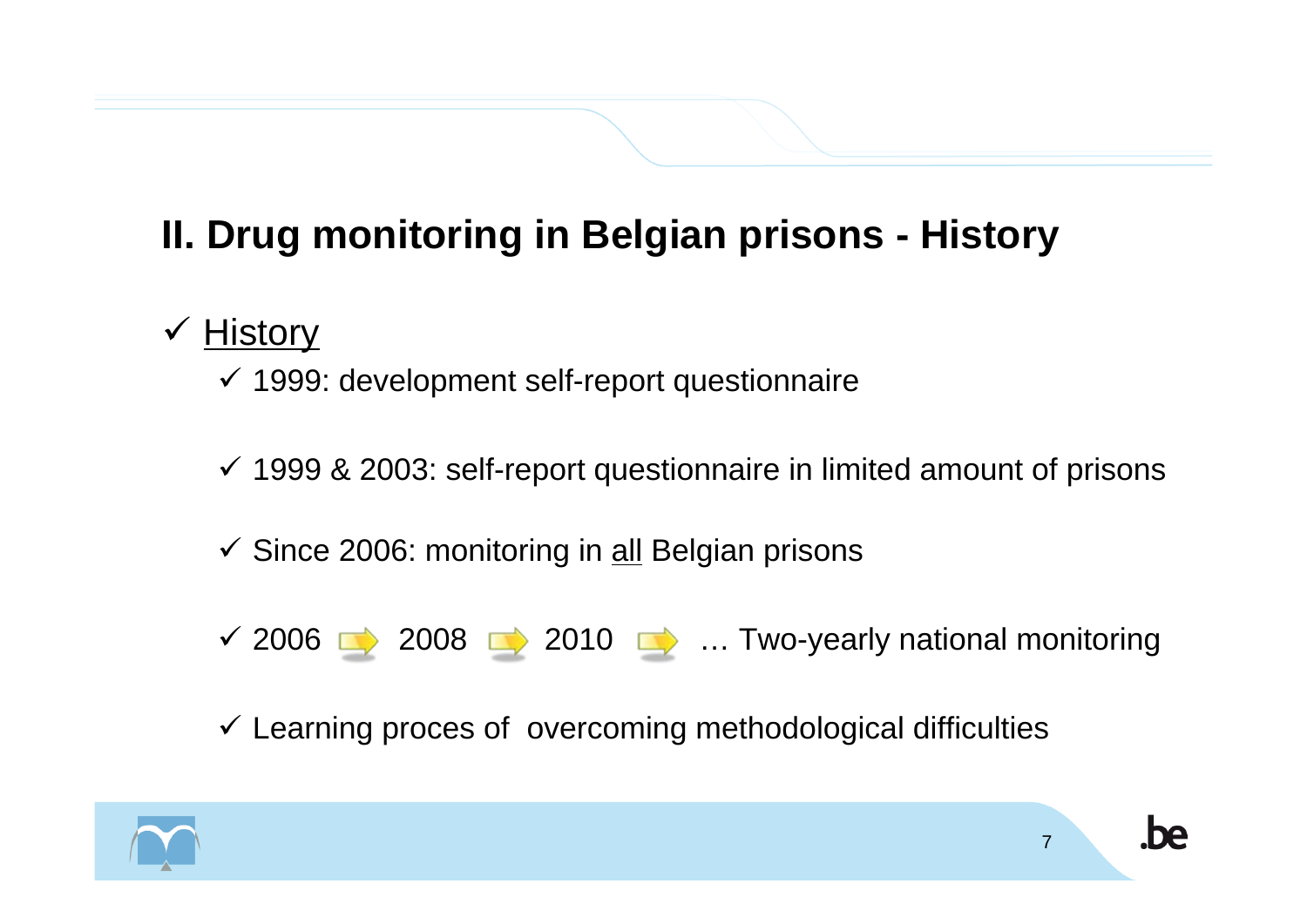## II. Drug monitoring in Belgian prisons - History

- ✓ History
  - ✓ 1999: development self-report questionnaire
  - ✓ 1999 & 2003: self-report questionnaire in limited amount of prisons
  - ✓ Since 2006: monitoring in all Belgian prisons
  - ✓ 2006 → 2008 → 2010 → … Two-yearly national monitoring
  - ✓ Learning proces of overcoming methodological difficulties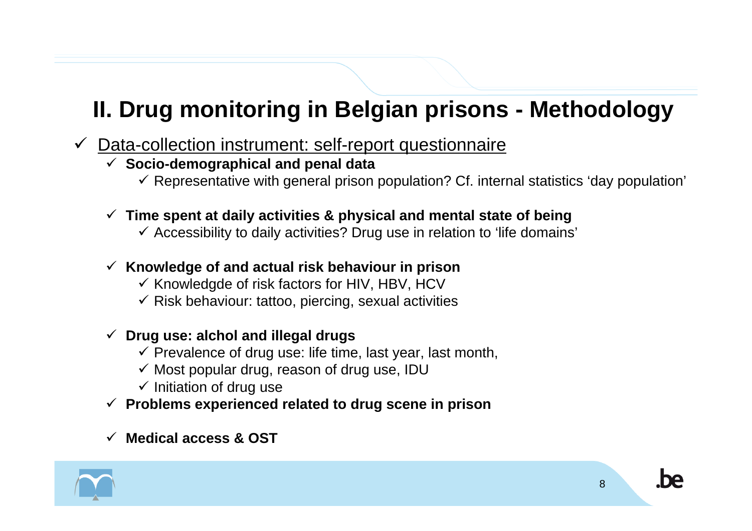# II. Drug monitoring in Belgian prisons - Methodology

- Data-collection instrument: self-report questionnaire
  - **Socio-demographical and penal data**
    - Representative with general prison population? Cf. internal statistics 'day population'
  - **Time spent at daily activities & physical and mental state of being**
    - Accessibility to daily activities? Drug use in relation to 'life domains'
  - **Knowledge of and actual risk behaviour in prison**
    - Knowledgde of risk factors for HIV, HBV, HCV
    - Risk behaviour: tattoo, piercing, sexual activities
  - **Drug use: alchol and illegal drugs**
    - Prevalence of drug use: life time, last year, last month,
    - Most popular drug, reason of drug use, IDU
    - Initiation of drug use
  - **Problems experienced related to drug scene in prison**
  - **Medical access & OST**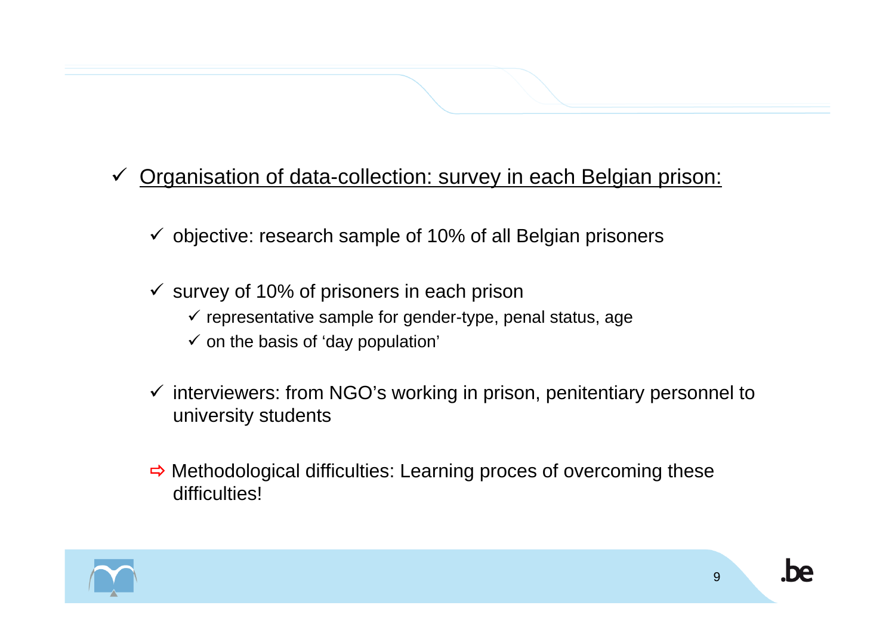- Organisation of data-collection: survey in each Belgian prison:

  - objective: research sample of 10% of all Belgian prisoners

  - survey of 10% of prisoners in each prison
    - representative sample for gender-type, penal status, age
    - on the basis of 'day population'

  - interviewers: from NGO's working in prison, penitentiary personnel to university students

  ⇨ Methodological difficulties: Learning proces of overcoming these difficulties!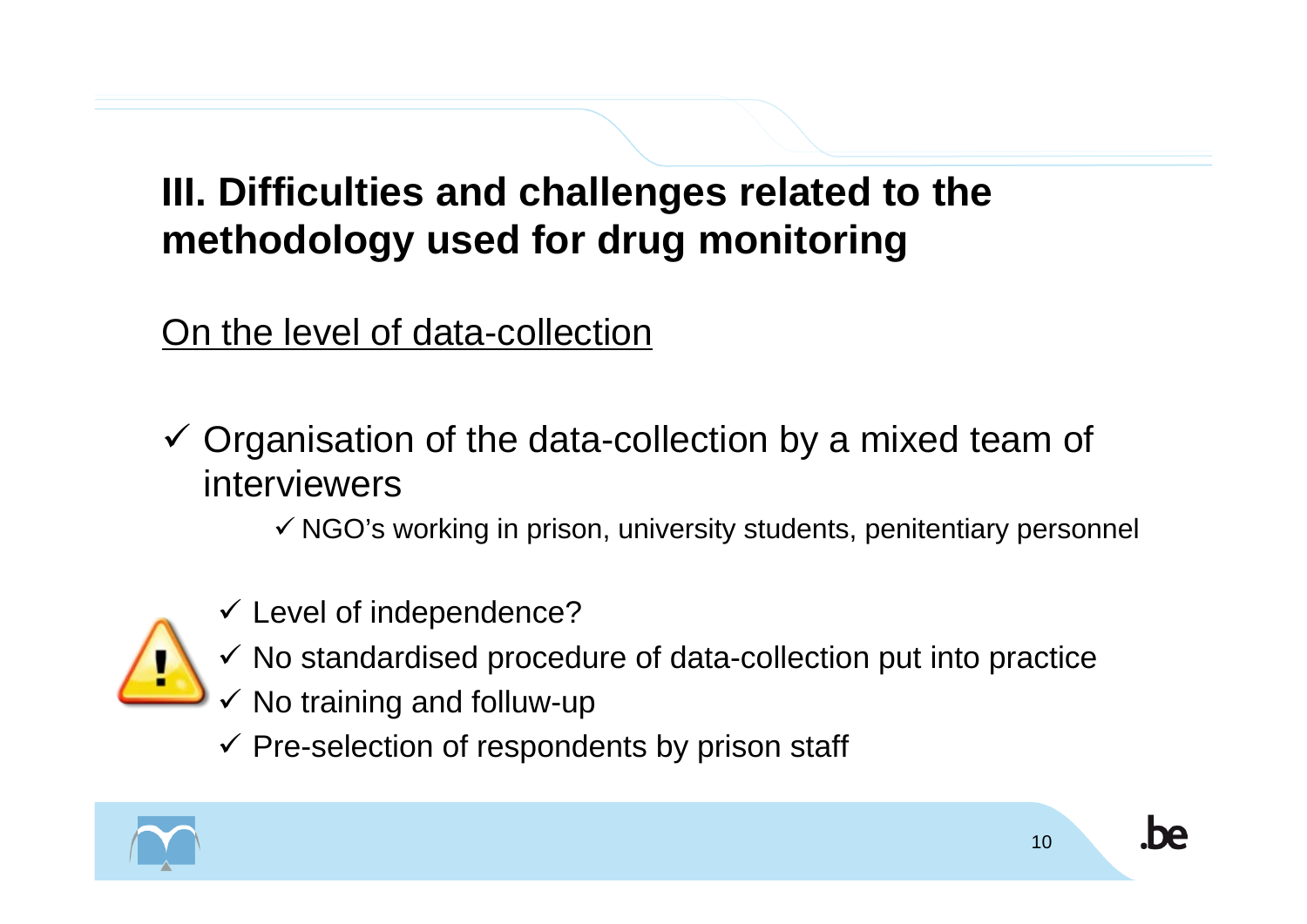# III. Difficulties and challenges related to the methodology used for drug monitoring

On the level of data-collection

- ✓ Organisation of the data-collection by a mixed team of interviewers
  - ✓ NGO's working in prison, university students, penitentiary personnel

- ✓ Level of independence?
- ✓ No standardised procedure of data-collection put into practice
- ✓ No training and folluw-up
- ✓ Pre-selection of respondents by prison staff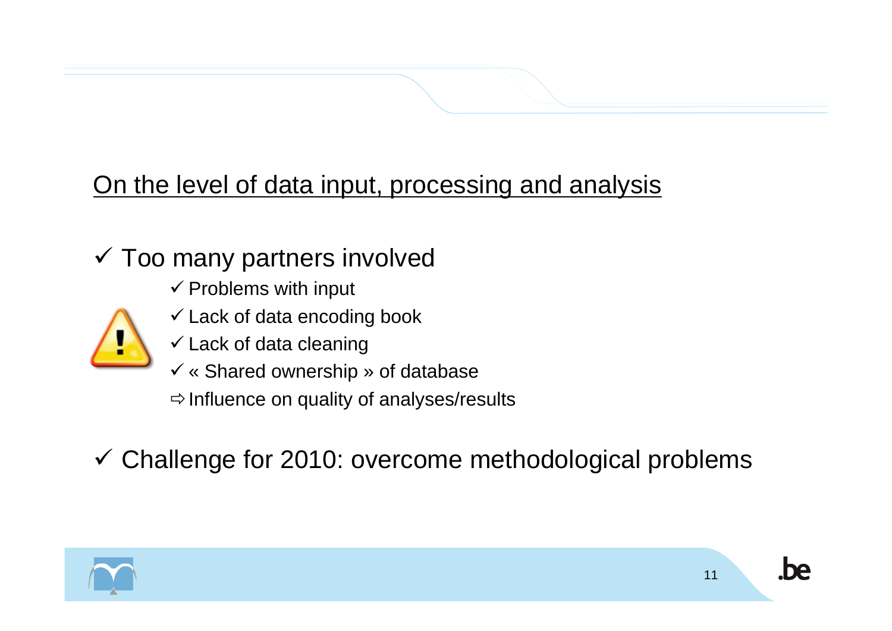## On the level of data input, processing and analysis

- ✓ Too many partners involved
  - ✓ Problems with input
  - ✓ Lack of data encoding book
  - ✓ Lack of data cleaning
  - ✓ « Shared ownership » of database
  - ⇨ Influence on quality of analyses/results
- ✓ Challenge for 2010: overcome methodological problems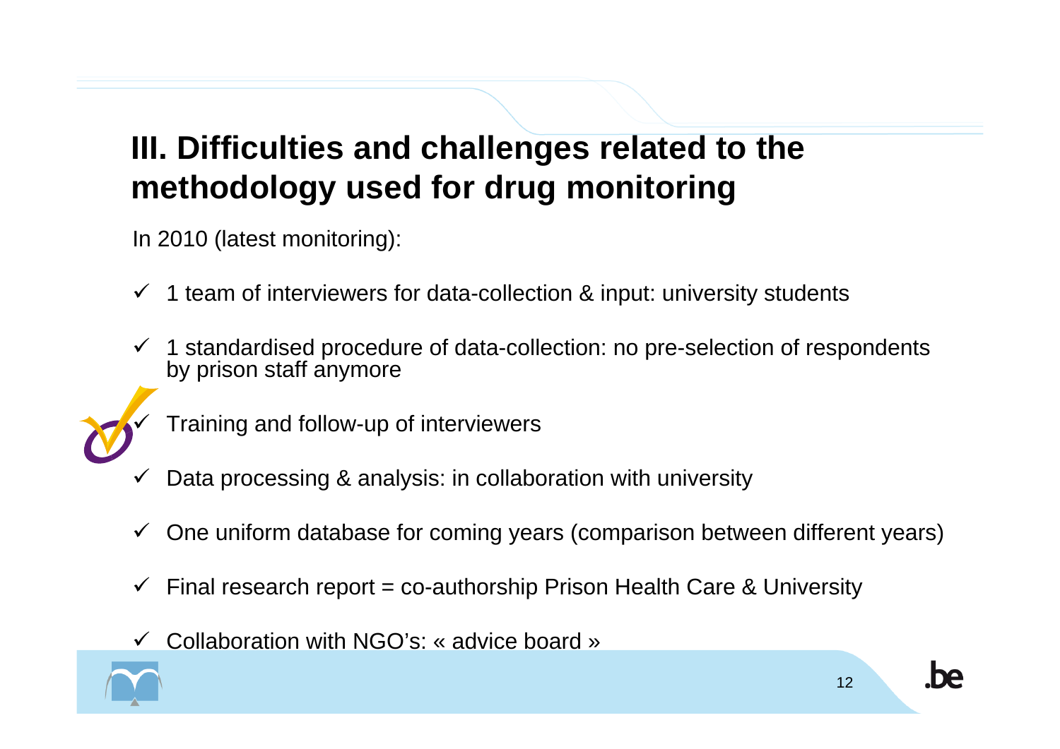# III. Difficulties and challenges related to the methodology used for drug monitoring

In 2010 (latest monitoring):

- ✓ 1 team of interviewers for data-collection & input: university students
- ✓ 1 standardised procedure of data-collection: no pre-selection of respondents by prison staff anymore
- ✓ Training and follow-up of interviewers
- ✓ Data processing & analysis: in collaboration with university
- ✓ One uniform database for coming years (comparison between different years)
- ✓ Final research report = co-authorship Prison Health Care & University
- ✓ Collaboration with NGO's: « advice board »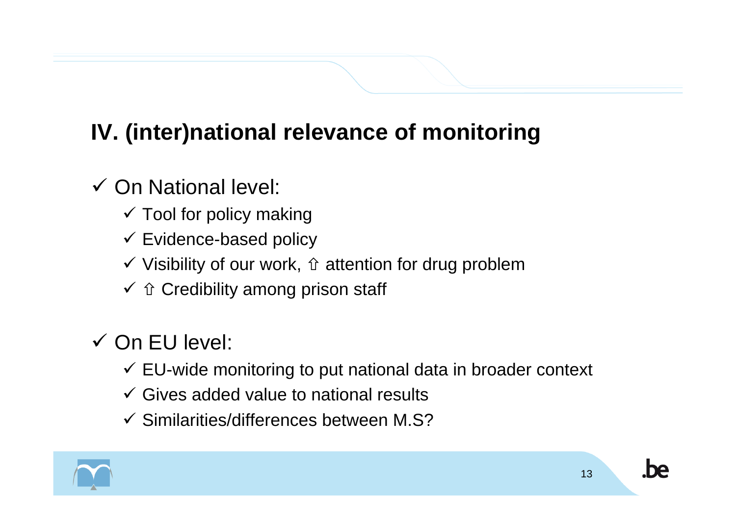## IV. (inter)national relevance of monitoring

- ✓ On National level:
  - ✓ Tool for policy making
  - ✓ Evidence-based policy
  - ✓ Visibility of our work, ⇧ attention for drug problem
  - ✓ ⇧ Credibility among prison staff

- ✓ On EU level:
  - ✓ EU-wide monitoring to put national data in broader context
  - ✓ Gives added value to national results
  - ✓ Similarities/differences between M.S?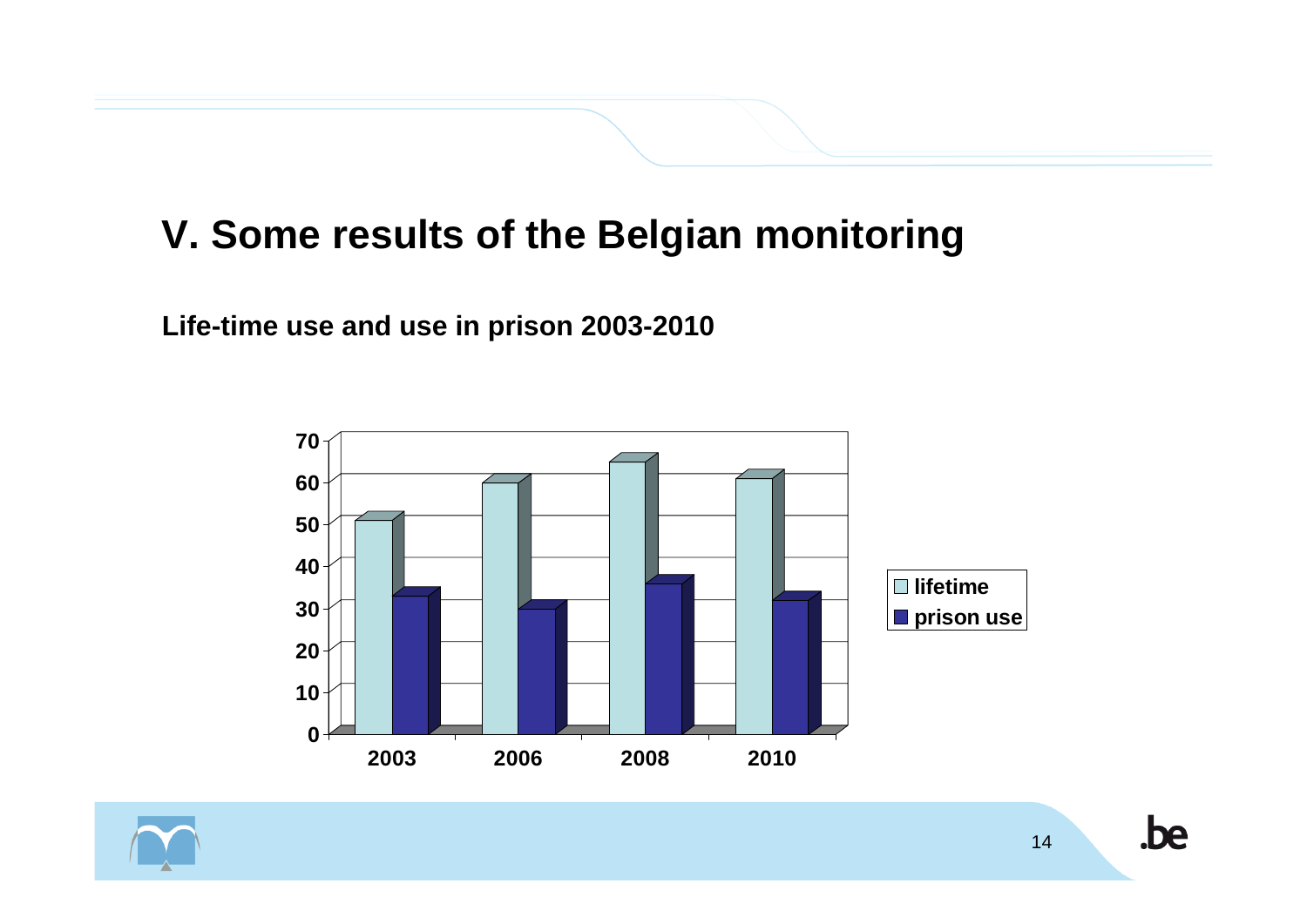# V. Some results of the Belgian monitoring

**Life-time use and use in prison 2003-2010**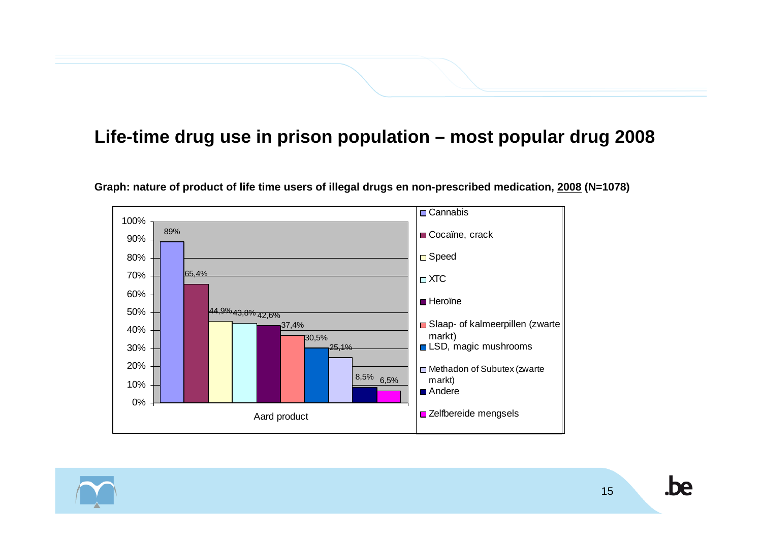## Life-time drug use in prison population – most popular drug 2008

**Graph: nature of product of life time users of illegal drugs en non-prescribed medication, 2008 (N=1078)**

| Aard product | % |
|---|---|
| Cannabis | 89% |
| Cocaïne, crack | 65,4% |
| Speed | 44,9% |
| XTC | 43,8% |
| Heroïne | 42,6% |
| Slaap- of kalmeerpillen (zwarte markt) | 37,4% |
| LSD, magic mushrooms | 30,5% |
| Methadon of Subutex (zwarte markt) | 25,1% |
| Andere | 8,5% |
| Zelfbereide mengsels | 6,5% |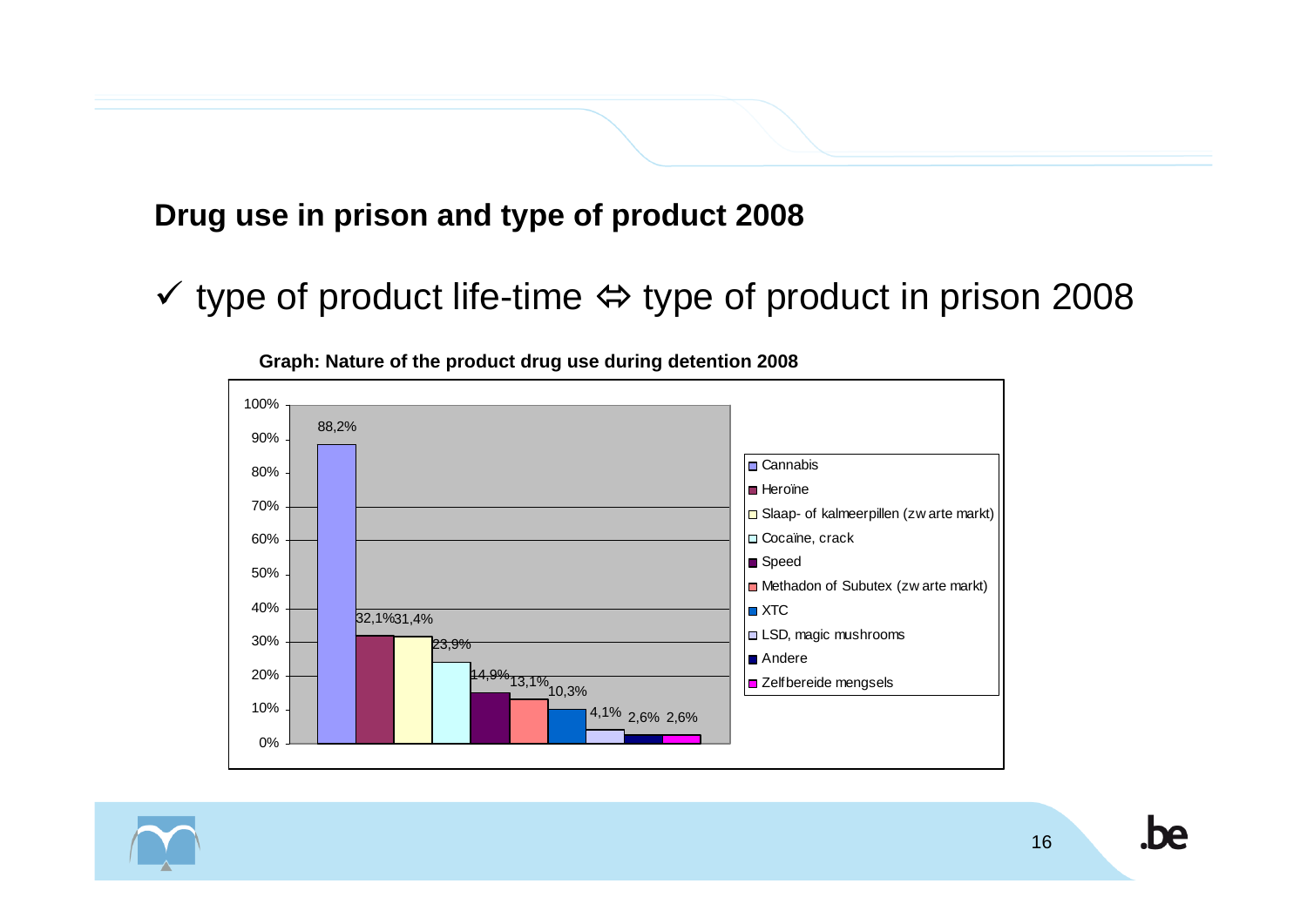## Drug use in prison and type of product 2008

- ✓ type of product life-time ⇔ type of product in prison 2008

**Graph: Nature of the product drug use during detention 2008**

| Product | % |
|---|---|
| Cannabis | 88,2% |
| Heroïne | 32,1% |
| Slaap- of kalmeerpillen (zwarte markt) | 31,4% |
| Cocaïne, crack | 23,9% |
| Speed | 14,9% |
| Methadon of Subutex (zwarte markt) | 13,1% |
| XTC | 10,3% |
| LSD, magic mushrooms | 4,1% |
| Andere | 2,6% |
| Zelfbereide mengsels | 2,6% |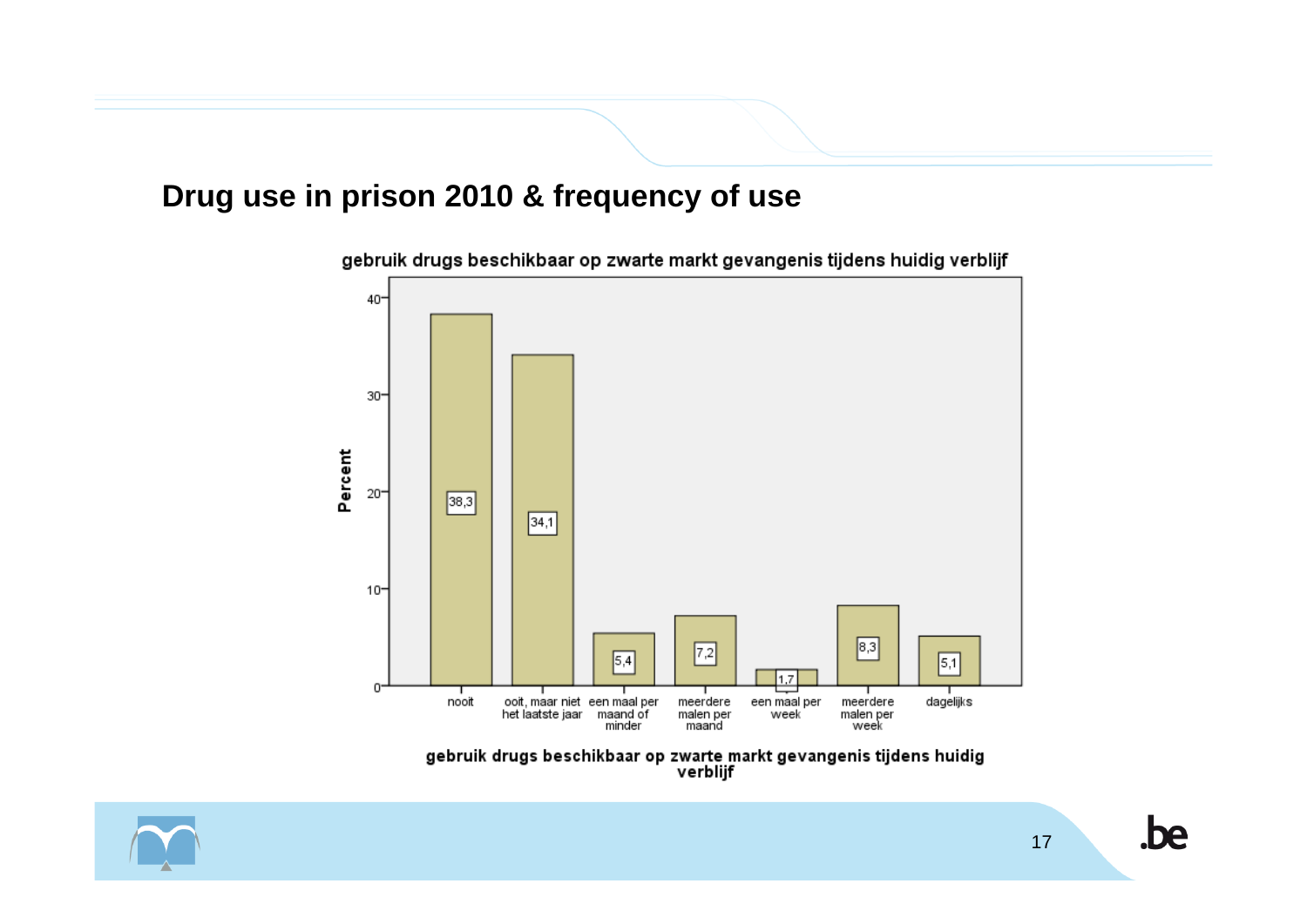# Drug use in prison 2010 & frequency of use

**gebruik drugs beschikbaar op zwarte markt gevangenis tijdens huidig verblijf**

| gebruik drugs beschikbaar op zwarte markt gevangenis tijdens huidig verblijf | Percent |
|---|---|
| nooit | 38,3 |
| ooit, maar niet het laatste jaar | 34,1 |
| een maal per maand of minder | 5,4 |
| meerdere malen per maand | 7,2 |
| een maal per week | 1,7 |
| meerdere malen per week | 8,3 |
| dagelijks | 5,1 |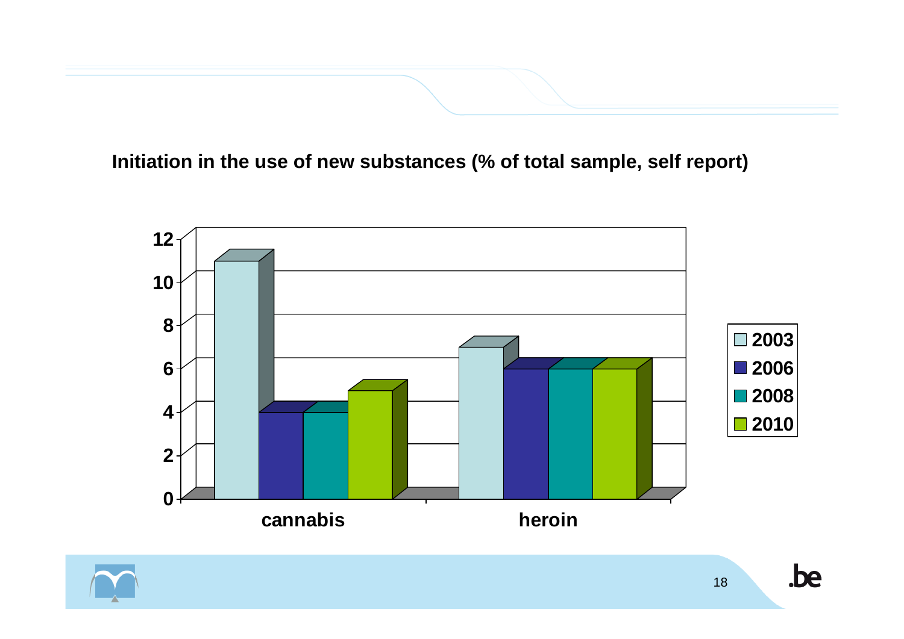**Initiation in the use of new substances (% of total sample, self report)**

| | 2003 | 2006 | 2008 | 2010 |
|---|---|---|---|---|
| cannabis | 11 | 4 | 4 | 5 |
| heroin | 7 | 6 | 6 | 6 |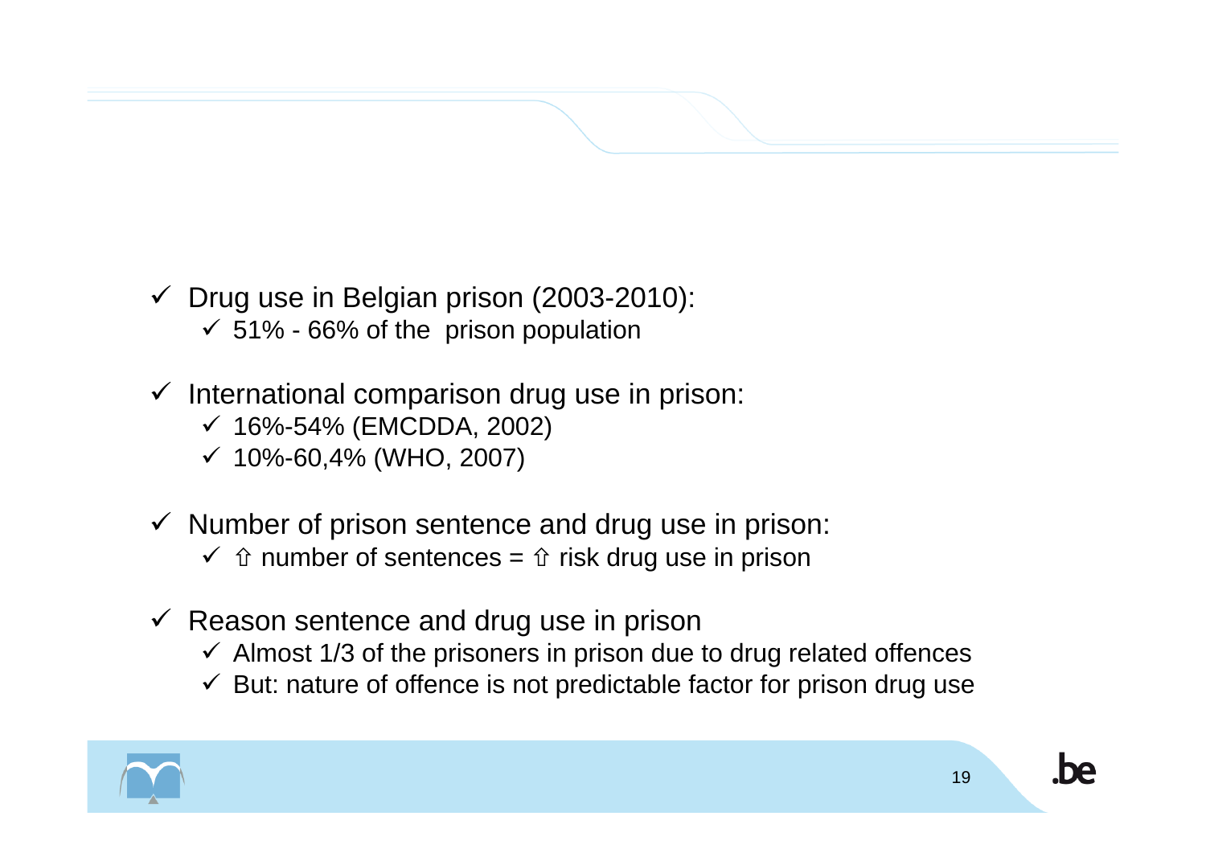- ✓ Drug use in Belgian prison (2003-2010):
  - ✓ 51% - 66% of the prison population
- ✓ International comparison drug use in prison:
  - ✓ 16%-54% (EMCDDA, 2002)
  - ✓ 10%-60,4% (WHO, 2007)
- ✓ Number of prison sentence and drug use in prison:
  - ✓ ⇧ number of sentences = ⇧ risk drug use in prison
- ✓ Reason sentence and drug use in prison
  - ✓ Almost 1/3 of the prisoners in prison due to drug related offences
  - ✓ But: nature of offence is not predictable factor for prison drug use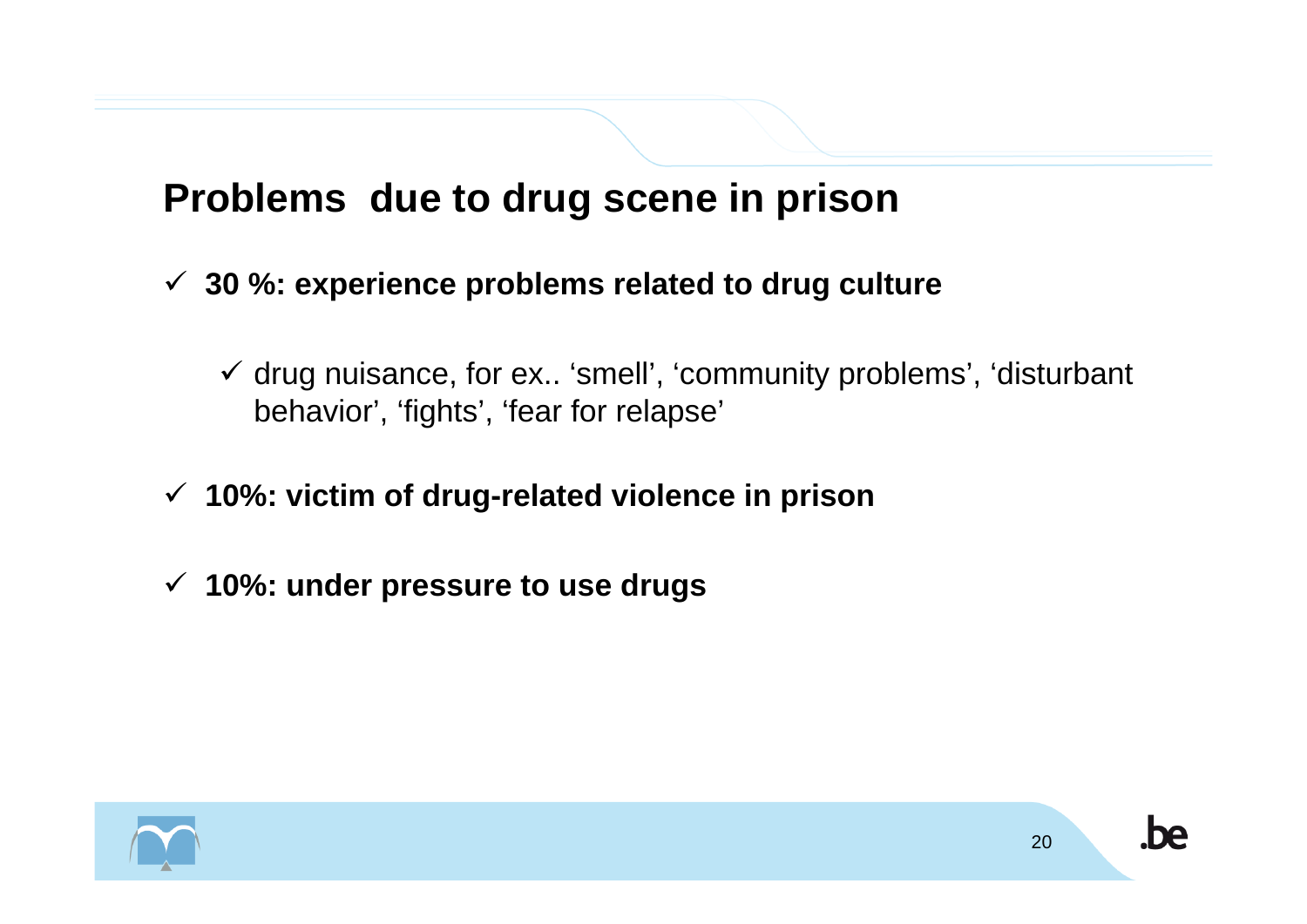## Problems due to drug scene in prison

- **30 %: experience problems related to drug culture**
  - drug nuisance, for ex.. ‘smell’, ‘community problems’, ‘disturbant behavior’, ‘fights’, ‘fear for relapse’
- **10%: victim of drug-related violence in prison**
- **10%: under pressure to use drugs**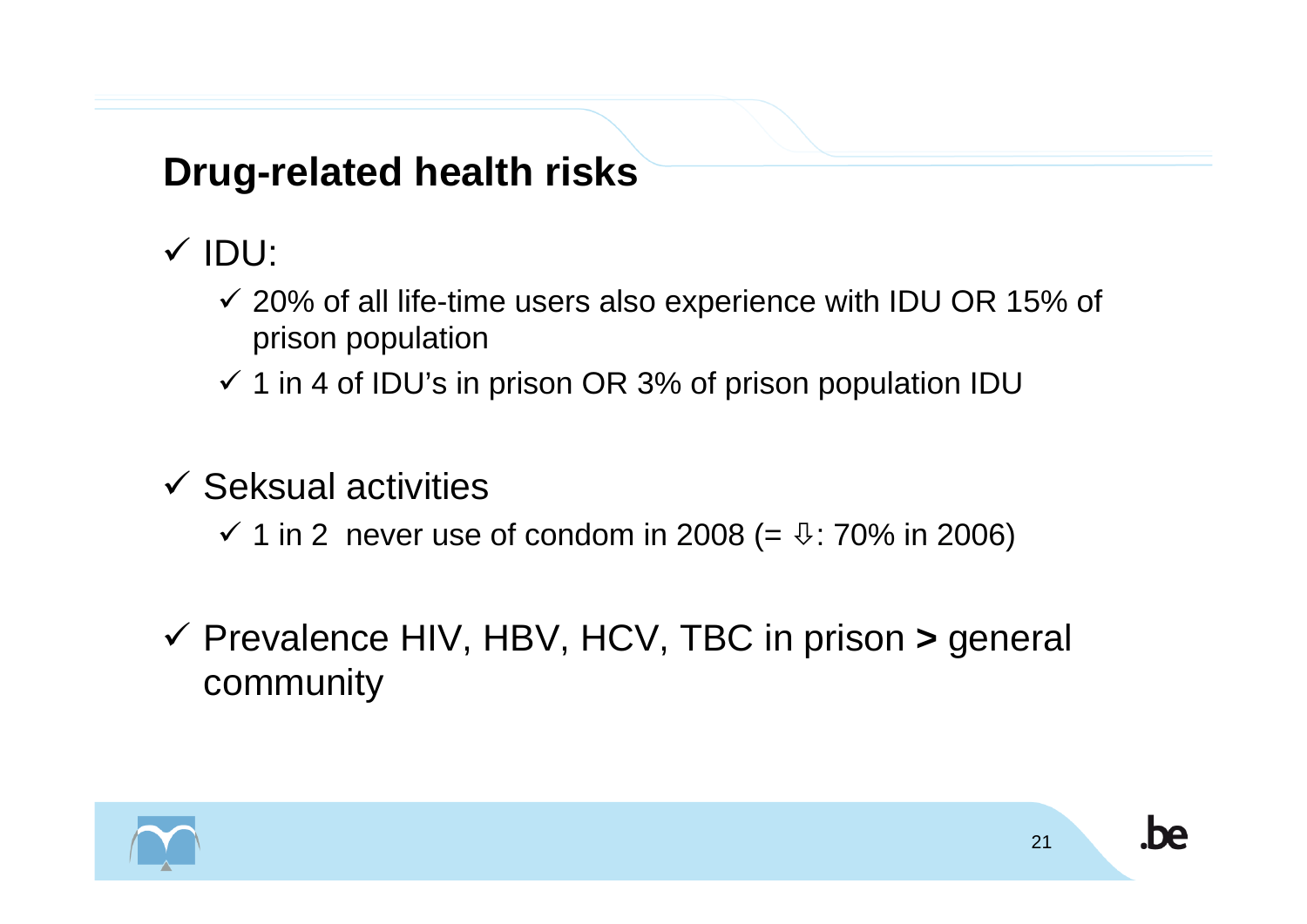## Drug-related health risks

- ✓ IDU:
  - ✓ 20% of all life-time users also experience with IDU OR 15% of prison population
  - ✓ 1 in 4 of IDU's in prison OR 3% of prison population IDU
- ✓ Seksual activities
  - ✓ 1 in 2 never use of condom in 2008 (= ⇩: 70% in 2006)
- ✓ Prevalence HIV, HBV, HCV, TBC in prison **>** general community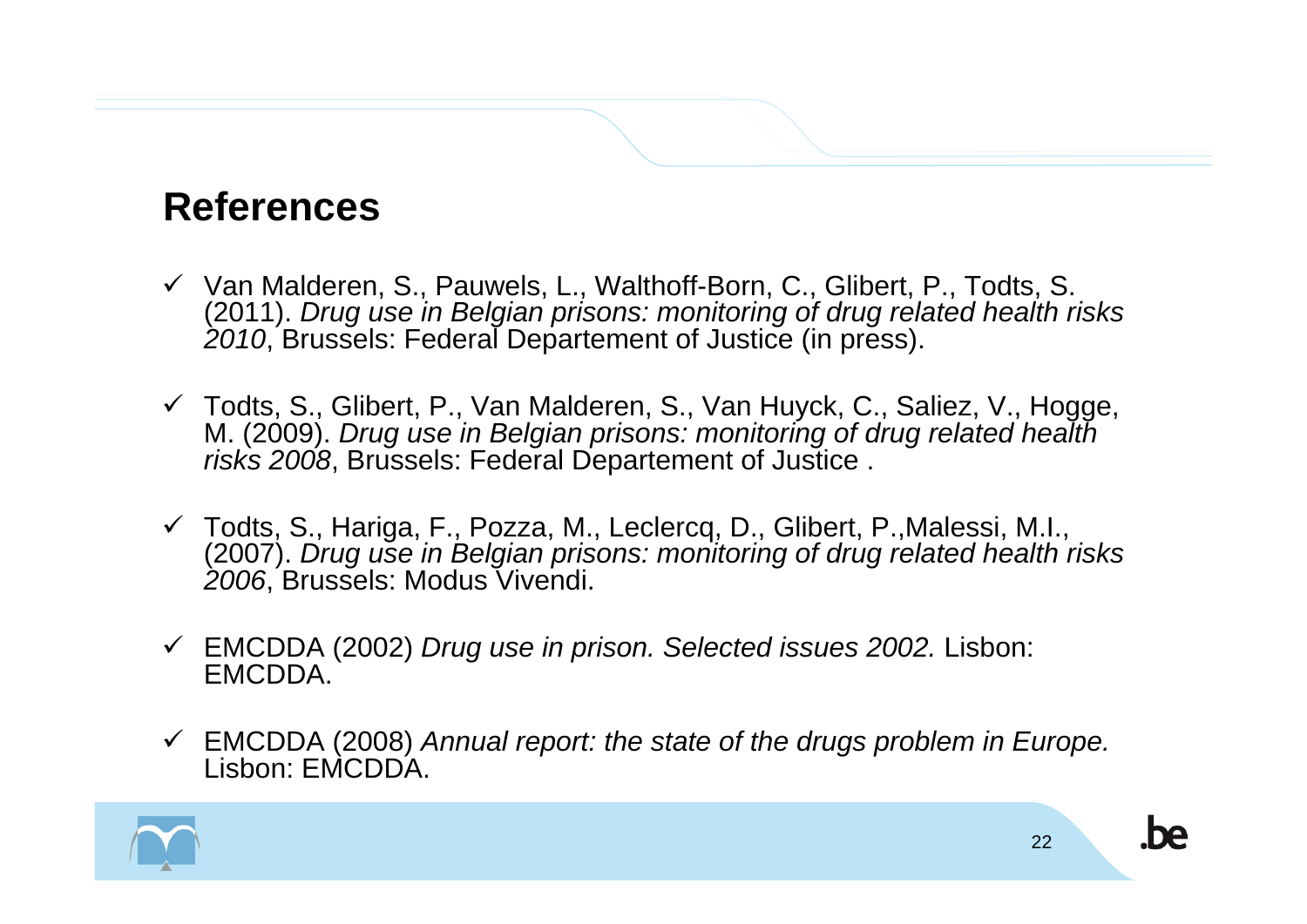## References

- ✓ Van Malderen, S., Pauwels, L., Walthoff-Born, C., Glibert, P., Todts, S. (2011). *Drug use in Belgian prisons: monitoring of drug related health risks 2010*, Brussels: Federal Departement of Justice (in press).
- ✓ Todts, S., Glibert, P., Van Malderen, S., Van Huyck, C., Saliez, V., Hogge, M. (2009). *Drug use in Belgian prisons: monitoring of drug related health risks 2008*, Brussels: Federal Departement of Justice .
- ✓ Todts, S., Hariga, F., Pozza, M., Leclercq, D., Glibert, P.,Malessi, M.I., (2007). *Drug use in Belgian prisons: monitoring of drug related health risks 2006*, Brussels: Modus Vivendi.
- ✓ EMCDDA (2002) *Drug use in prison. Selected issues 2002.* Lisbon: EMCDDA.
- ✓ EMCDDA (2008) *Annual report: the state of the drugs problem in Europe.* Lisbon: EMCDDA.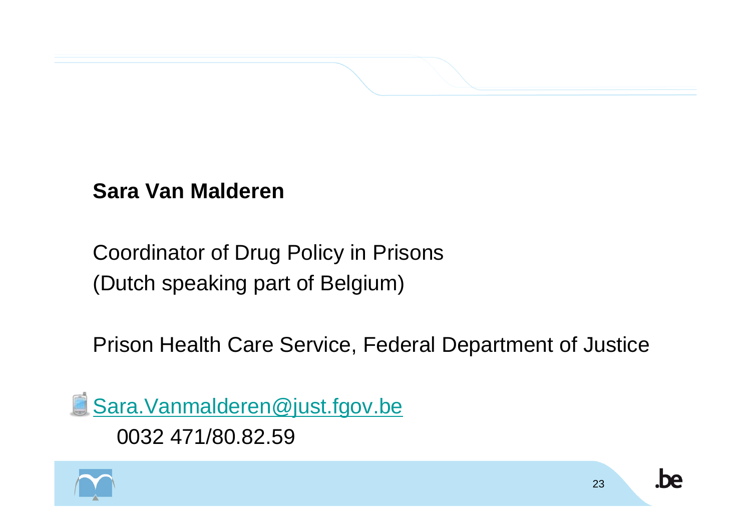**Sara Van Malderen**

Coordinator of Drug Policy in Prisons
(Dutch speaking part of Belgium)

Prison Health Care Service, Federal Department of Justice

Sara.Vanmalderen@just.fgov.be
0032 471/80.82.59